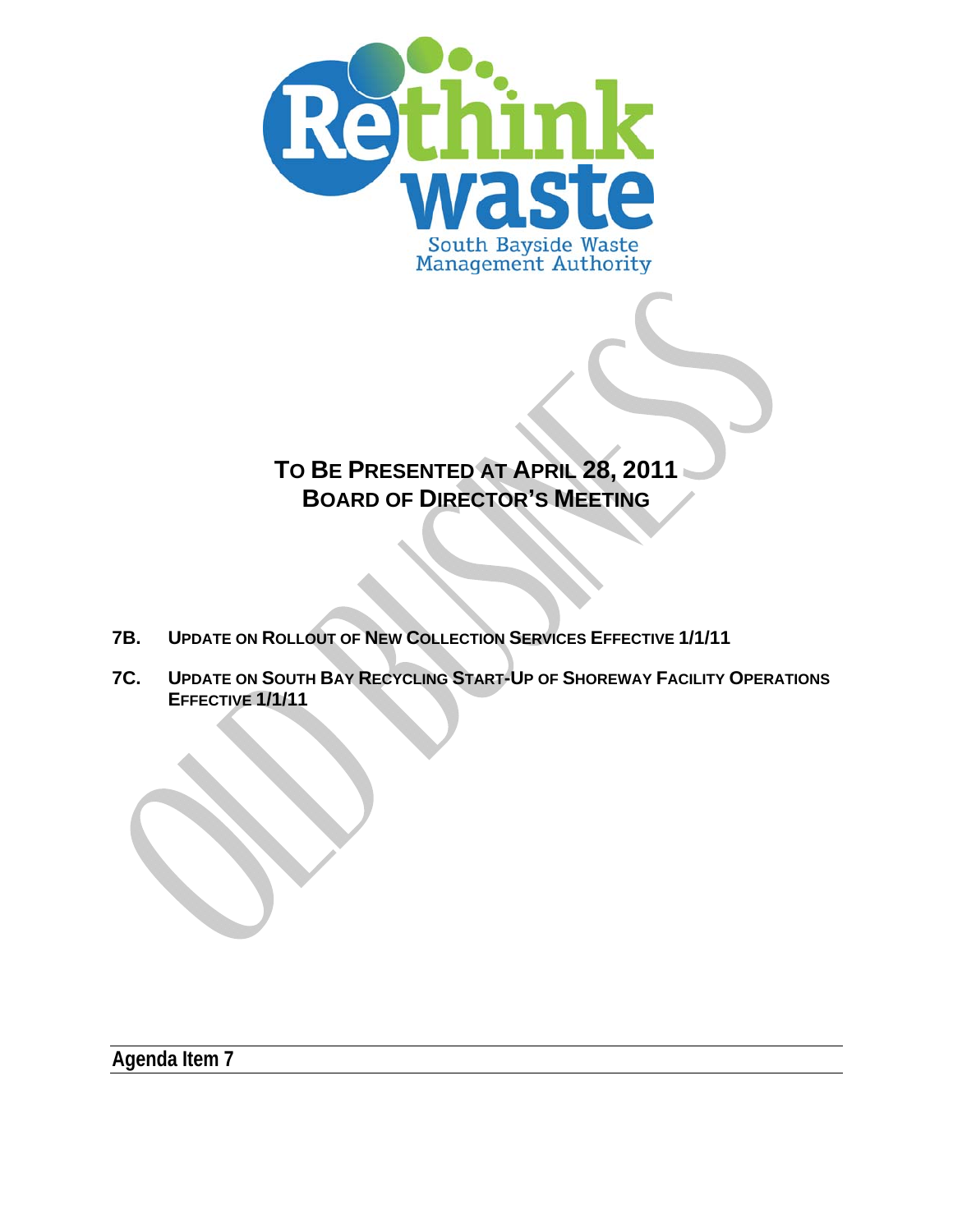Rethink waste

South Bayside Waste Management Authority

# TO BE PRESENTED AT APRIL 28, 2011 BOARD OF DIRECTOR'S MEETING

OLD BUSINESS

**7B.** **UPDATE ON ROLLOUT OF NEW COLLECTION SERVICES EFFECTIVE 1/1/11**

**7C.** **UPDATE ON SOUTH BAY RECYCLING START-UP OF SHOREWAY FACILITY OPERATIONS EFFECTIVE 1/1/11**

**Agenda Item 7**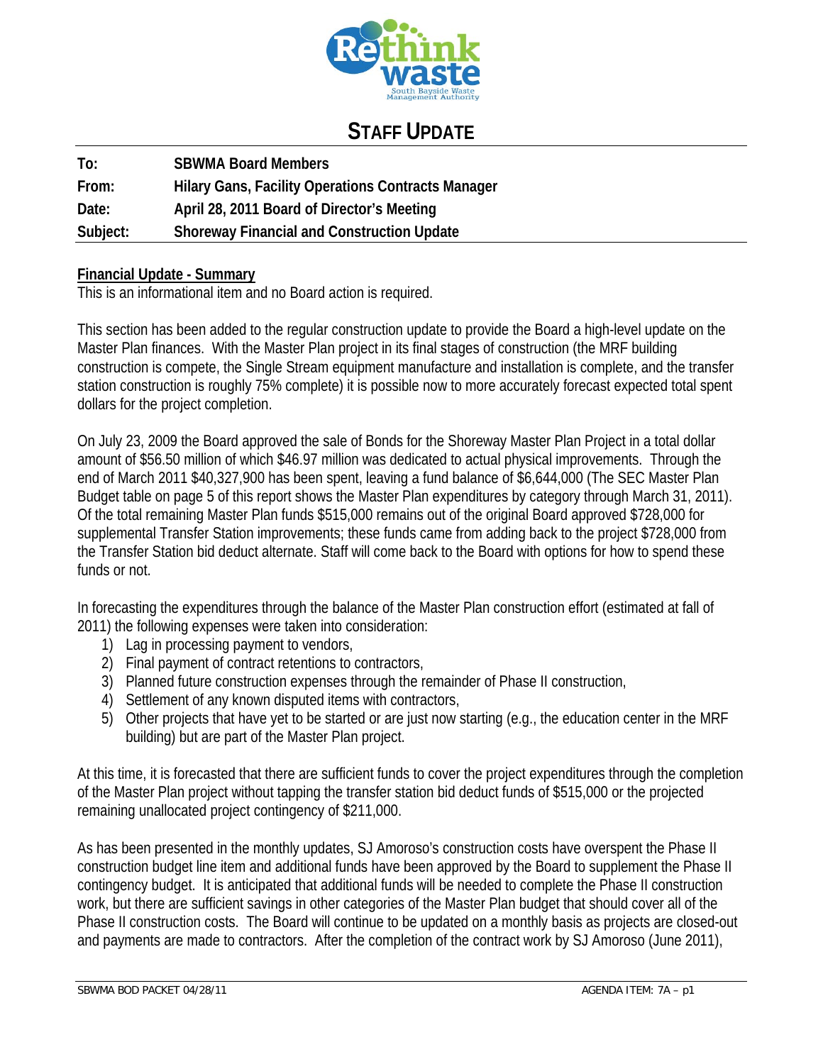# STAFF UPDATE

| | |
|---|---|
| **To:** | **SBWMA Board Members** |
| **From:** | **Hilary Gans, Facility Operations Contracts Manager** |
| **Date:** | **April 28, 2011 Board of Director's Meeting** |
| **Subject:** | **Shoreway Financial and Construction Update** |

**Financial Update - Summary**

This is an informational item and no Board action is required.

This section has been added to the regular construction update to provide the Board a high-level update on the Master Plan finances. With the Master Plan project in its final stages of construction (the MRF building construction is compete, the Single Stream equipment manufacture and installation is complete, and the transfer station construction is roughly 75% complete) it is possible now to more accurately forecast expected total spent dollars for the project completion.

On July 23, 2009 the Board approved the sale of Bonds for the Shoreway Master Plan Project in a total dollar amount of $56.50 million of which $46.97 million was dedicated to actual physical improvements. Through the end of March 2011 $40,327,900 has been spent, leaving a fund balance of $6,644,000 (The SEC Master Plan Budget table on page 5 of this report shows the Master Plan expenditures by category through March 31, 2011). Of the total remaining Master Plan funds $515,000 remains out of the original Board approved $728,000 for supplemental Transfer Station improvements; these funds came from adding back to the project $728,000 from the Transfer Station bid deduct alternate. Staff will come back to the Board with options for how to spend these funds or not.

In forecasting the expenditures through the balance of the Master Plan construction effort (estimated at fall of 2011) the following expenses were taken into consideration:

1) Lag in processing payment to vendors,
2) Final payment of contract retentions to contractors,
3) Planned future construction expenses through the remainder of Phase II construction,
4) Settlement of any known disputed items with contractors,
5) Other projects that have yet to be started or are just now starting (e.g., the education center in the MRF building) but are part of the Master Plan project.

At this time, it is forecasted that there are sufficient funds to cover the project expenditures through the completion of the Master Plan project without tapping the transfer station bid deduct funds of $515,000 or the projected remaining unallocated project contingency of $211,000.

As has been presented in the monthly updates, SJ Amoroso's construction costs have overspent the Phase II construction budget line item and additional funds have been approved by the Board to supplement the Phase II contingency budget. It is anticipated that additional funds will be needed to complete the Phase II construction work, but there are sufficient savings in other categories of the Master Plan budget that should cover all of the Phase II construction costs. The Board will continue to be updated on a monthly basis as projects are closed-out and payments are made to contractors. After the completion of the contract work by SJ Amoroso (June 2011),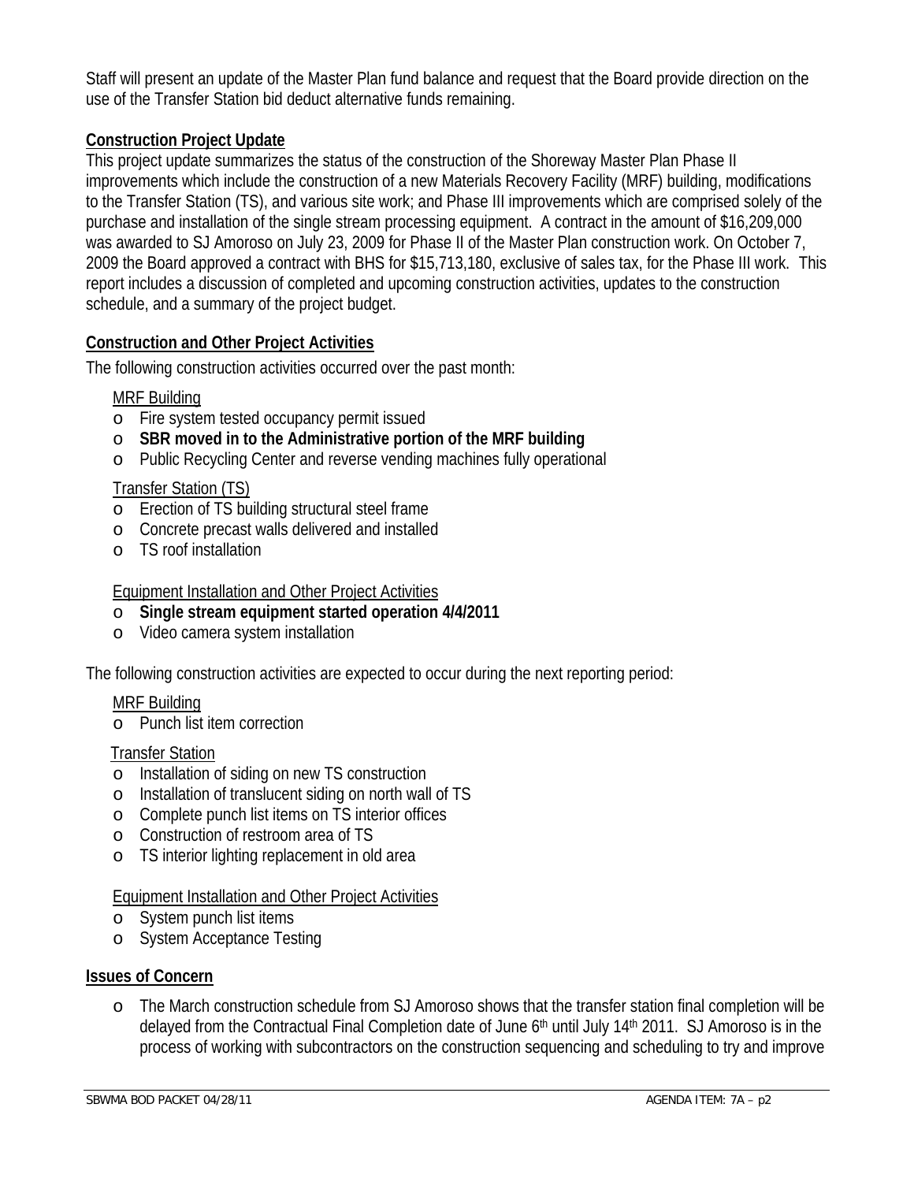Staff will present an update of the Master Plan fund balance and request that the Board provide direction on the use of the Transfer Station bid deduct alternative funds remaining.

**Construction Project Update**

This project update summarizes the status of the construction of the Shoreway Master Plan Phase II improvements which include the construction of a new Materials Recovery Facility (MRF) building, modifications to the Transfer Station (TS), and various site work; and Phase III improvements which are comprised solely of the purchase and installation of the single stream processing equipment. A contract in the amount of $16,209,000 was awarded to SJ Amoroso on July 23, 2009 for Phase II of the Master Plan construction work. On October 7, 2009 the Board approved a contract with BHS for $15,713,180, exclusive of sales tax, for the Phase III work. This report includes a discussion of completed and upcoming construction activities, updates to the construction schedule, and a summary of the project budget.

**Construction and Other Project Activities**

The following construction activities occurred over the past month:

MRF Building

- Fire system tested occupancy permit issued
- **SBR moved in to the Administrative portion of the MRF building**
- Public Recycling Center and reverse vending machines fully operational

Transfer Station (TS)

- Erection of TS building structural steel frame
- Concrete precast walls delivered and installed
- TS roof installation

Equipment Installation and Other Project Activities

- **Single stream equipment started operation 4/4/2011**
- Video camera system installation

The following construction activities are expected to occur during the next reporting period:

MRF Building

- Punch list item correction

Transfer Station

- Installation of siding on new TS construction
- Installation of translucent siding on north wall of TS
- Complete punch list items on TS interior offices
- Construction of restroom area of TS
- TS interior lighting replacement in old area

Equipment Installation and Other Project Activities

- System punch list items
- System Acceptance Testing

**Issues of Concern**

- The March construction schedule from SJ Amoroso shows that the transfer station final completion will be delayed from the Contractual Final Completion date of June 6th until July 14th 2011. SJ Amoroso is in the process of working with subcontractors on the construction sequencing and scheduling to try and improve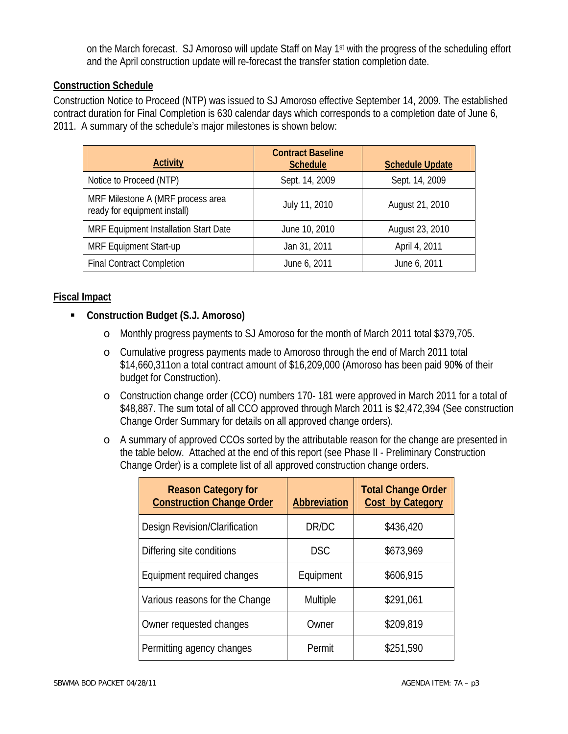on the March forecast. SJ Amoroso will update Staff on May 1st with the progress of the scheduling effort and the April construction update will re-forecast the transfer station completion date.

**Construction Schedule**

Construction Notice to Proceed (NTP) was issued to SJ Amoroso effective September 14, 2009. The established contract duration for Final Completion is 630 calendar days which corresponds to a completion date of June 6, 2011. A summary of the schedule's major milestones is shown below:

| Activity | Contract Baseline Schedule | Schedule Update |
|---|---|---|
| Notice to Proceed (NTP) | Sept. 14, 2009 | Sept. 14, 2009 |
| MRF Milestone A (MRF process area ready for equipment install) | July 11, 2010 | August 21, 2010 |
| MRF Equipment Installation Start Date | June 10, 2010 | August 23, 2010 |
| MRF Equipment Start-up | Jan 31, 2011 | April 4, 2011 |
| Final Contract Completion | June 6, 2011 | June 6, 2011 |

**Fiscal Impact**

- **Construction Budget (S.J. Amoroso)**
  - Monthly progress payments to SJ Amoroso for the month of March 2011 total $379,705.
  - Cumulative progress payments made to Amoroso through the end of March 2011 total $14,660,311on a total contract amount of $16,209,000 (Amoroso has been paid 90**%** of their budget for Construction).
  - Construction change order (CCO) numbers 170- 181 were approved in March 2011 for a total of $48,887. The sum total of all CCO approved through March 2011 is $2,472,394 (See construction Change Order Summary for details on all approved change orders).
  - A summary of approved CCOs sorted by the attributable reason for the change are presented in the table below. Attached at the end of this report (see Phase II - Preliminary Construction Change Order) is a complete list of all approved construction change orders.

| Reason Category for Construction Change Order | Abbreviation | Total Change Order Cost by Category |
|---|---|---|
| Design Revision/Clarification | DR/DC | $436,420 |
| Differing site conditions | DSC | $673,969 |
| Equipment required changes | Equipment | $606,915 |
| Various reasons for the Change | Multiple | $291,061 |
| Owner requested changes | Owner | $209,819 |
| Permitting agency changes | Permit | $251,590 |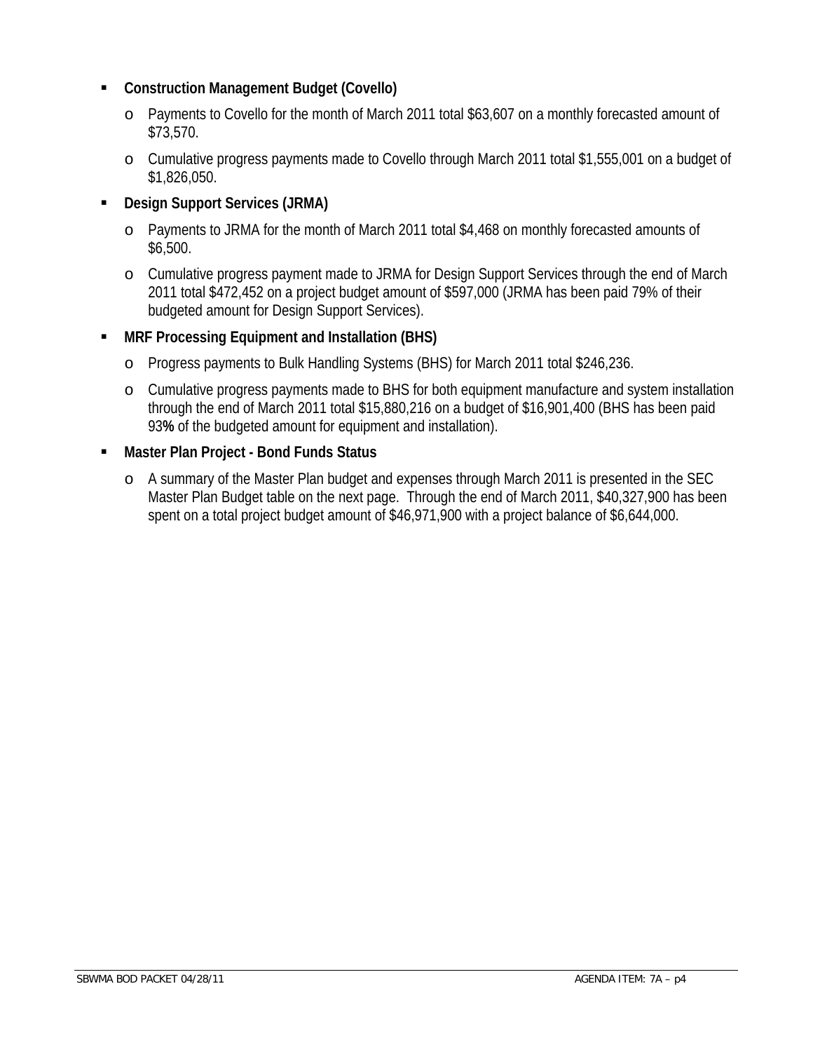- **Construction Management Budget (Covello)**
  - Payments to Covello for the month of March 2011 total $63,607 on a monthly forecasted amount of $73,570.
  - Cumulative progress payments made to Covello through March 2011 total $1,555,001 on a budget of $1,826,050.
- **Design Support Services (JRMA)**
  - Payments to JRMA for the month of March 2011 total $4,468 on monthly forecasted amounts of $6,500.
  - Cumulative progress payment made to JRMA for Design Support Services through the end of March 2011 total $472,452 on a project budget amount of $597,000 (JRMA has been paid 79% of their budgeted amount for Design Support Services).
- **MRF Processing Equipment and Installation (BHS)**
  - Progress payments to Bulk Handling Systems (BHS) for March 2011 total $246,236.
  - Cumulative progress payments made to BHS for both equipment manufacture and system installation through the end of March 2011 total $15,880,216 on a budget of $16,901,400 (BHS has been paid 93**%** of the budgeted amount for equipment and installation).
- **Master Plan Project - Bond Funds Status**
  - A summary of the Master Plan budget and expenses through March 2011 is presented in the SEC Master Plan Budget table on the next page. Through the end of March 2011, $40,327,900 has been spent on a total project budget amount of $46,971,900 with a project balance of $6,644,000.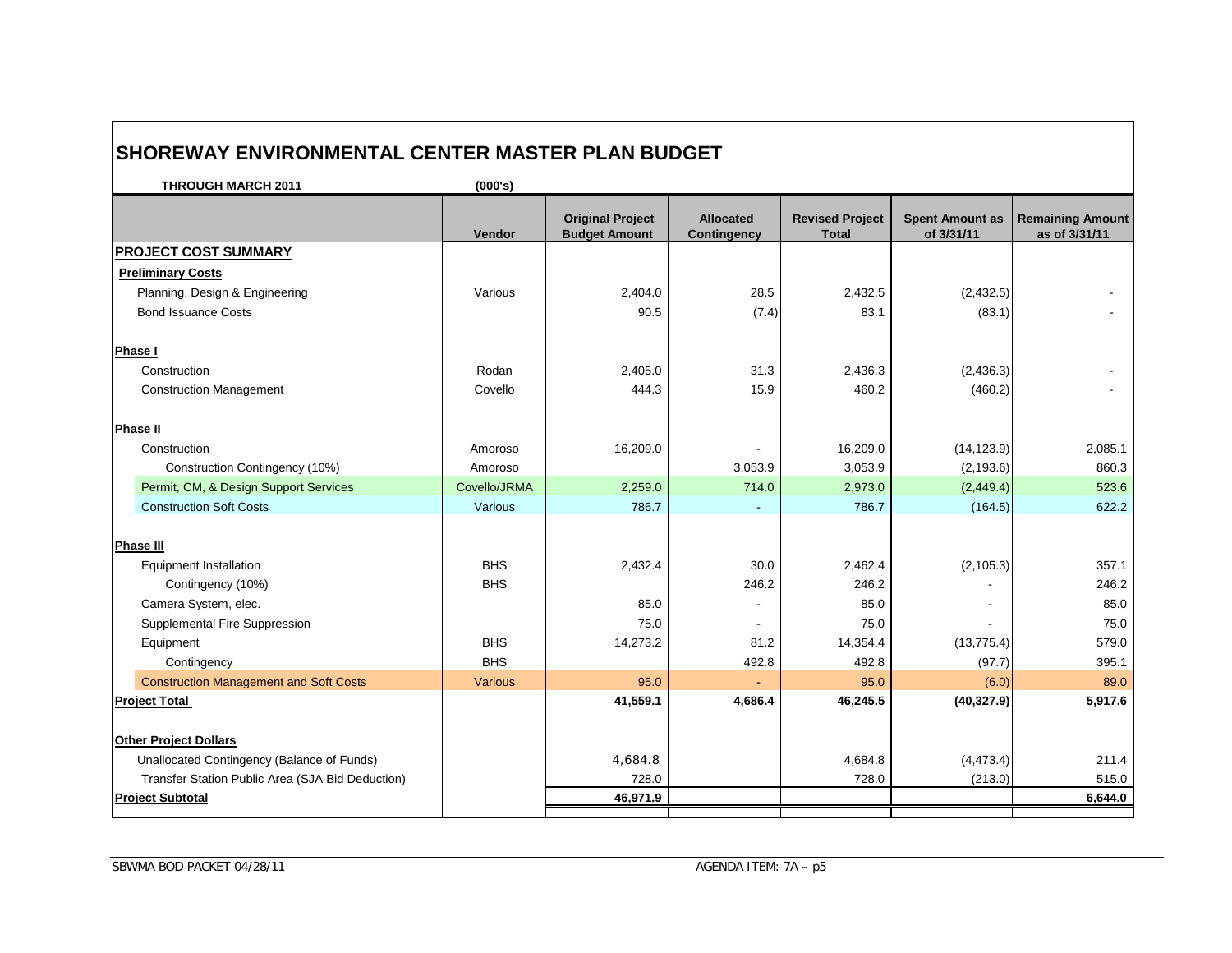# SHOREWAY ENVIRONMENTAL CENTER MASTER PLAN BUDGET

**THROUGH MARCH 2011** **(000's)**

| | Vendor | Original Project Budget Amount | Allocated Contingency | Revised Project Total | Spent Amount as of 3/31/11 | Remaining Amount as of 3/31/11 |
|---|---|---|---|---|---|---|
| **PROJECT COST SUMMARY** | | | | | | |
| **Preliminary Costs** | | | | | | |
| Planning, Design & Engineering | Various | 2,404.0 | 28.5 | 2,432.5 | (2,432.5) | - |
| Bond Issuance Costs | | 90.5 | (7.4) | 83.1 | (83.1) | - |
| **Phase I** | | | | | | |
| Construction | Rodan | 2,405.0 | 31.3 | 2,436.3 | (2,436.3) | - |
| Construction Management | Covello | 444.3 | 15.9 | 460.2 | (460.2) | - |
| **Phase II** | | | | | | |
| Construction | Amoroso | 16,209.0 | - | 16,209.0 | (14,123.9) | 2,085.1 |
| Construction Contingency (10%) | Amoroso | | 3,053.9 | 3,053.9 | (2,193.6) | 860.3 |
| Permit, CM, & Design Support Services | Covello/JRMA | 2,259.0 | 714.0 | 2,973.0 | (2,449.4) | 523.6 |
| Construction Soft Costs | Various | 786.7 | - | 786.7 | (164.5) | 622.2 |
| **Phase III** | | | | | | |
| Equipment Installation | BHS | 2,432.4 | 30.0 | 2,462.4 | (2,105.3) | 357.1 |
| Contingency (10%) | BHS | | 246.2 | 246.2 | - | 246.2 |
| Camera System, elec. | | 85.0 | - | 85.0 | - | 85.0 |
| Supplemental Fire Suppression | | 75.0 | - | 75.0 | - | 75.0 |
| Equipment | BHS | 14,273.2 | 81.2 | 14,354.4 | (13,775.4) | 579.0 |
| Contingency | BHS | | 492.8 | 492.8 | (97.7) | 395.1 |
| Construction Management and Soft Costs | Various | 95.0 | - | 95.0 | (6.0) | 89.0 |
| **Project Total** | | **41,559.1** | **4,686.4** | **46,245.5** | **(40,327.9)** | **5,917.6** |
| **Other Project Dollars** | | | | | | |
| Unallocated Contingency (Balance of Funds) | | 4,684.8 | | 4,684.8 | (4,473.4) | 211.4 |
| Transfer Station Public Area (SJA Bid Deduction) | | 728.0 | | 728.0 | (213.0) | 515.0 |
| **Project Subtotal** | | **46,971.9** | | | | **6,644.0** |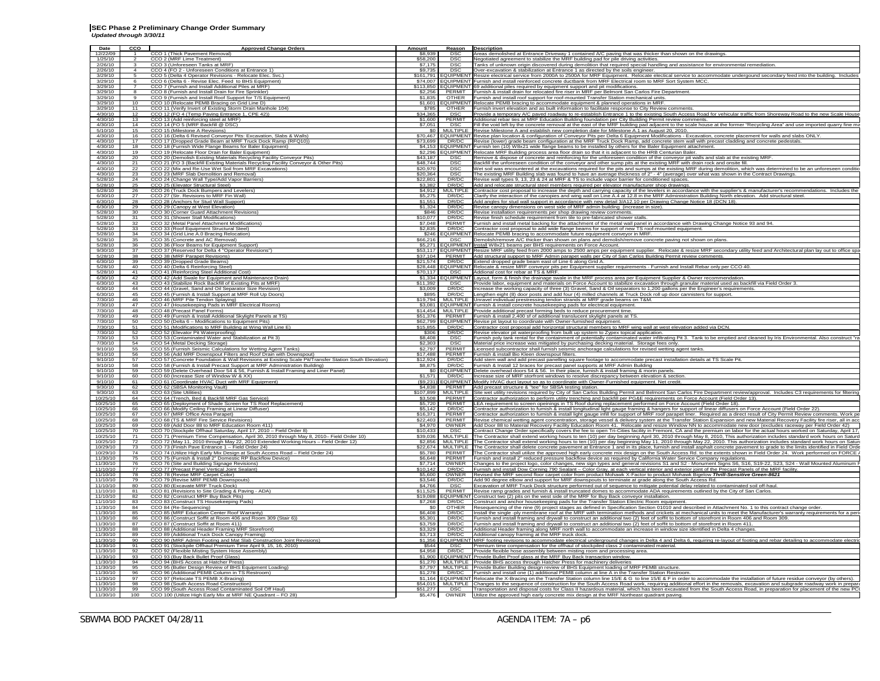# SEC Phase 2 Preliminary Change Order Summary

*Updated through 3/30/11*

| Date | CCO | Approved Change Orders | Amount | Reason | Description |
|---|---|---|---|---|---|
| 12/22/09 | 1 | CCO 1 (Thick Pavement Removal) | $8,939 | DSC | Areas demolished at Entrance Driveway 1 contained A/C paving that was thicker than shown on the drawings. |
| 1/25/10 | 2 | CCO 2 (MRF Lime Treatment) | $58,200 | DSC | Negotiated agreement to stabilize the MRF building pad for pile driving activities. |
| 2/26/10 | 3 | CCO 3 (Unforeseen Tanks at MRF) | $7,175 | DSC | Tanks of unknown origin discovered during demolition that required special handling and assistance for environmental remediation. |
| 2/26/10 | 4 | CCO 4 (FO 2 - Unforeseen Conditions at Entrance 1) | $9,735 | DSC | Over-excavation & stabilization at Entrance 1 as directed by the soils engineer. |
| 3/29/10 | 5 | CCO 5 (Delta 4 Operator Revisions - Relocate Elec. Svc.) | $161,791 | EQUIPMENT | Resize electrical service from 2000A to 2500A for MRF Equipment. Relocate electrical service to accommodate undergound secondary feed into the building. Includes |
| 3/29/10 | 6 | CCO 6 (Delta 6 - Revise Elec. Feed to BHS Equipment) | $74,007 | EQUIPMENT | Furnish and install reinforced concrete ductbank from MRF Electrical room to MRF Sort System MCC. |
| 3/29/10 | 7 | CCO 7 (Furnish and Install Additional Piles at MRF) | $113,850 | EQUIPMENT | 69 additional piles required by equipment support and pit modifications. |
| 3/29/10 | 8 | CCO 8 (Furnish and Install Drain for Fire Sprinkler) | $2,256 | PERMIT | Furnish & install drain for relocated fire riser in MRF per Belmont San Carlos Fire Department. |
| 3/29/10 | 9 | CCO 9 (Furnish and Install Roof Support for T/S Equipment) | $1,835 | OTHER | Furnish and install roof support for roof-mounted Transfer Station mechanical units. |
| 3/29/10 | 10 | CCO 10 (Relocate PEMB Bracing on Grid Line D) | $1,601 | EQUIPMENT | Relocate PEMB bracing to accommodate equipment & planned operations in MRF. |
| 3/29/10 | 11 | CCO 11 (Verify Invert of Existing Storm Drain Manhole 104) | $785 | OTHER | Furnish invert elevation and as built information to facilitate response to City Review comments. |
| 4/30/10 | 12 | CCO 12 (FO 4 (Temp Paving Entrance 1, CPE 42)) | $34,365 | DSC | Provide a temporary A/C paved roadway to re-establish Entrance 1 to the existing South Access Road for vehicular traffic from Shoreway Road to the new Scale House |
| 4/30/10 | 13 | CCO 13 (Add reinforcing steel at MRF) | $1,600 | PERMIT | Additional rebar ties at MRF Education Building foundation per City Building Permit review comments. |
| 4/30/10 | 14 | CCO 14 (FO 5 (MRF Backfill @ DSC) | $7,051 | DSC | Fill the void left by the concrete removal at the east of the MRF building pad adjacent to the scale house at the former "Recycling Area" and use imported quarry fine ma |
| 5/10/10 | 15 | CCO 15 (Milestone A Revisions) | $0 | MULTIPLE | Revise Milestone A and establish new completion date for Milestone A.1 as August 20, 2010. |
| 4/30/10 | 16 | CCO 16 (Delta 6 Revised Conveyor Pits: Excavation, Slabs & Walls) | $70,467 | EQUIPMENT | Revise plan location & configuration of Conveyor Pits per Delta 6 Equipment Modifications - Excavation, concrete placement for walls and slabs ONLY. |
| 4/30/10 | 17 | CCO 17 (Dropped Grade Beam at MRF Truck Dock Ramp (RFQ10)) | $73,699 | DR/DC | Revise (lower) grade beam configuration at the MRF Truck Dock Ramp, add concrete stem wall with precast cladding and concrete pedestals. |
| 4/30/10 | 18 | CCO 18 (Furnish Wide Flange Beams for Baler Equipment) | $4,153 | EQUIPMENT | Furnish ten (10) W8x21 wide flange beams to be installed by others for the Baler Equipment attachment. |
| 4/30/10 | 19 | CCO 19 (Relocate Floor Drain for Baler Equipment) | $2,296 | EQUIPMENT | Relocate MRF Building process area floor drain so that it is adjacent to the HRB Centurian Baler. |
| 4/30/10 | 20 | CCO 20 (Demolish Existing Materials Recycling Facility Conveyor Pits) | $43,187 | DSC | Remove & dispose of concrete and reinforcing for the unforeseen condition of the conveyor pit walls and slab at the existing MRF. |
| 4/30/10 | 21 | CCO 21 (FO 3 (Backfill Existing Materials Recycling Facility Conveyor & Other Pits) | $48,744 | DSC | Backfill the unforeseen condition of the conveyor and other sump pits at the existing MRF with drain rock and onsite fill. |
| 4/30/10 | 22 | CCO 22 (Mix and Re-Use Wet Soil from MRF Excavations) | $20,970 | DSC | Wet soil was encountered at the excavations required for the pits and sumps at the existing MRF during demolition, which was determined to be an unforeseen conditio |
| 4/30/10 | 23 | CCO 23 (MRF Slab Demolition and Removal) | $20,364 | DSC | The existing MRF Building slab was found to have an average thickness of 2" - 4" (average) over what was shown in the Contract Drawings. |
| 5/28/10 | 24 | CCO 24 (Change Wall Type/Add Vapor Barriers) | $22,801 | DR/DC | Revise wall types 9, 13, 23 & 24 at MRF & TS to include vapor barrier for conditioned spaces. |
| 5/28/10 | 25 | CCO 25 (Elevator Structural Steel) | $3,382 | DR/DC | Add and relocate structural steel members required per elevator manufacturer shop drawings. |
| 5/28/10 | 26 | CCO 26 (Truck Dock Bumpers and Levelers) | $4,912 | MULTIPLE | Contractor cost proposal to increase the depth and carrying capacity of the levelers in accordance with the supplier's & manufacturer's recommendations. Includes the |
| 6/30/10 | 27 | CCO 27 (Str. Revisions to MRF Fin Wall) | $5,275 | DR/DC | Clarify the interaction of the canopies and wing wall on Line A.4 at 12.8 in the MRF Administration Building North elevation. Add structural steel. |
| 6/30/10 | 28 | CCO 28 (Anchors for Stud Wall Support) | $1,551 | DR/DC | Add angles for stud wall support in accordance with new detail 3/A12.10 per Drawing Change Notice 18 (DCN 18). |
| 6/30/10 | 29 | CCO 29 (Canopy at West Elevation) | $1,324 | DR/DC | Revise canopy dimensions on west side of MRF admin building (increase in size). |
| 5/28/10 | 30 | CCO 30 (Corner Guard Attachment Revisions) | $846 | DR/DC | Revise installation requirements per shop drawing review comments. |
| 5/28/10 | 31 | CCO 31 (Shower Stall Modifications) | $10,077 | DR/DC | Revise finish schedule requirement from tile to pre-fabricated shower stalls. |
| 5/28/10 | 32 | CCO 32 (Metal Panel Attachment Modifications) | $7,048 | PERMIT | Furnish and install metal backing for the attachment of the metal wall panel in accordance with Drawing Change Notice 93 and 94. |
| 5/28/10 | 33 | CCO 33 (Roof Equipment Structural Steel) | $2,835 | DR/DC | Contractor cost proposal to add wide flange beams for support of new TS roof-mounted equipment. |
| 5/28/10 | 34 | CCO 34 (Grid Line A.0 Bracing Relocation) | $246 | EQUIPMENT | Relocate PEMB bracing to accommodate future equipment conveyor in MRF. |
| 5/28/10 | 35 | CCO 35 (Concrete and AC Removal) | $66,216 | DSC | Demolish/remove A/C thicker than shown on plans and demolish/remove concrete paving not shown on plans. |
| 5/28/10 | 36 | CCO 36 (Floor Beams for Equipment Support) | $5,271 | EQUIPMENT | Install W8x21 beams per BHS requirements on Force Account. |
| 9/30/10 | 37 | CCO 37 (Reserved for Delta 4 "Operator Revisions") | $53,117 | EQUIPMENT | Resize MRF utility feed from 2000 amps to 2500 amps per equipment supplier. Relocate & resize MRF secondary utility feed and Architectural plan lay out to office spa |
| 5/28/10 | 38 | CCO 38 (MRF Parapet Revisions) | $37,104 | PERMIT | Add structural support to MRF Admin parapet walls per City of San Carlos Building Permit review comments. |
| 6/30/10 | 39 | CCO 39 (Dropped Grade Beams) | $21,574 | DR/DC | Extend dropped grade beam east of Line 6 along Grid A. |
| 5/28/10 | 40 | CCO 40 (Delta 6 Reinforcing Steel) | $28,448 | EQUIPMENT | Relocate & resize MRF conveyor pits per Equipment supplier requirements - Furnish and Install Rebar only per CCO 40. |
| 5/28/10 | 41 | CCO 41 (Reinforcing Steel Additional Cost) | $70,117 | DSC | Addional cost for rebar at TS & MRF. |
| 6/30/10 | 42 | CCO 42 (Add Swale for Equipment and Maintenance Drain) | $1,334 | EQUIPMENT | Layout, form & finish the drainage swale in the MRF process area per Equipment Supplier & Owner recommendation. |
| 6/30/10 | 43 | CCO 43 (Stabilize Rock Backfill of Existing Pits at MRF) | $11,392 | DSC | Provide labor, equipment and materials on Force Account to stabilize excavation through granular material used as backfill via Field Order 3. |
| 6/30/10 | 44 | CCO 44 (Gravel, Sand and Oil Separator Size Revision) | $3,009 | DR/DC | Increase the working capacity of three (3) Gravel, Sand & Oil separators to 1,200 gallons per the Engineer's requirements. |
| 6/30/10 | 45 | CCO 45 (Furnish & Install Support at MRF Roll Up Doors) | $895 | DR/DC | Lengthen eight (8) door posts and add four (4) milled channels at Truck Dock roll up door canisters for support. |
| 7/30/10 | 46 | CCO 46 (MRF Pile Tendon Splaying) | $19,794 | MULTIPLE | Unravel individual prestressing tendon strands at MRF grade beams on T&M. |
| 7/30/10 | 47 | CCO 47 (Housekeeping Pads in MRF Electrical Rooms) | $3,081 | EQUIPMENT | Furnish & install concrete housekeeping pads for electrical equipment. |
| 7/30/10 | 48 | CCO 48 (Precast Panel Forms) | $14,454 | MULTIPLE | Provide additional precast forming beds to reduce procurement time. |
| 7/30/10 | 49 | CCO 49 (Furnish & Install Additional Skylight Panels at TS) | $51,376 | PERMIT | Furnish & install 2,400 sf of additional translucent skylight panels at TS. |
| 7/30/10 | 50 | CCO 50 (Delta 6 – Modifications to Equipment Pits) | $62,799 | EQUIPMENT | Revise pit layout to coordinate with Owner-furnished equipment. |
| 7/30/10 | 51 | CCO 51 (Modifications to MRF Building at Wing Wall Line E) | $15,855 | DR/DC | Contractor cost proposal add horizontal structural members to MRF wing wall at west elevation added via DCN. |
| 7/30/10 | 52 | CCO 52 (Elevator Pit Waterproofing) | $306 | DR/DC | Revise elevator pit waterproofing from built up system to Zypex topical application. |
| 7/30/10 | 53 | CCO 53 (Contaminated Water and Stabilization at Pit 3) | $8,408 | DSC | Furnish poly tank rental for the containment of potentially contaminated water infiltrating Pit 3. Tank to be emptied and cleaned by Iris Environmental. Also construct "ra |
| 7/30/10 | 54 | CCO 54 (Metal Decking Storage) | $2,303 | DSC | Material price increase was mitigated by purchasing decking material. Storage fees only. |
| 9/10/10 | 55 | CCO 55 (Furnish Seismic Calculations for Wetting Agent Tanks) | $2,797 | PERMIT | Licensed subcontractor shall furnish seismic anchorage calculations for revised wetting agent tanks. |
| 9/10/10 | 56 | CCO 56 (Add MRF Downspout Filters and Roof Drain with Downspout) | $17,488 | PERMIT | Furnish & install Bio Kleen downspout filters. |
| 9/10/10 | 57 | CCO 57 (Concrete Foundation & Wall Revisions at Existing Scale Pit/Transfer Station South Elevation) | $12,924 | DR/DC | Add stem wall and add precast panelling square footage to accommodate precast installation details at TS Scale Pit. |
| 9/10/10 | 58 | CCO 58 (Furnish & Install Precast Support at MRF Administration Building) | $8,875 | DR/DC | Furnish & Install 12 braces for precast panel supports at MRF Admin Building |
| 9/10/10 | 59 | CCO 59 (Delete Overhead Door 54 & 56, Furnish & Install Framing and Liner Panel) | $0 | EQUIPMENT | Delete overhead doors 54 & 56. In their place, furnish & install framing & morin panels. |
| 9/10/10 | 60 | CCO 60 (Increase Size of Window W & XX) | $1,571 | DR/DC | Increase size of MRF storfront windows to resolve discrepancy between elevation & section. |
| 9/10/10 | 61 | CCO 61 (Coordinate HVAC Duct with MRF Equipment) | ($9,231) | EQUIPMENT | Modify HVAC duct layout so as to coordinate with Owner-Furnished equipment. Net credit. |
| 9/30/10 | 62 | CCO 62 (SBSA Monitoring Vault) | $4,838 | PERMIT | Add precast structure & "tee" for SBSA testing station. |
| 9/30/10 | 63 | CCO 63 (Site Utilities) | $107,899 | MULTIPLE | Site wet utility revisions required by City of San Carlos Building Permit and Belmont San Carlos Fire Department review/approval. Includes C3 requirements for filtering |
| 10/25/10 | 64 | CCO 64 (Trench, Bed & Backfill MRF Gas Service) | $3,508 | PERMIT | Contractor authorization to perform utility trenching and backfill per PG&E requirements on Force Account (Field Order 13). |
| 10/25/10 | 65 | CCO 65 (Deployment of Shade Screen for TS Roof Replacement) | $5,720 | PERMIT | LEA requirement to screen opeinings in TS Roof during replacement performed on Force Account (Field Order 18). |
| 10/25/10 | 66 | CCO 66 (Modify Ceiling Framing at Linear Diffuser) | $5,142 | DR/DC | Contractor authorization to furnish & install longitudinal light gauge framing & hangers for support of linear diffusers on Force Account (Field Order 22). |
| 10/25/10 | 67 | CCO 67 (MRF Office Area Parapet) | $16,371 | PERMIT | Contractor authorization to furnish & install light gauge infill for support of MRF roof parapet liner. Required as a direct result of City Permit Review comments. Work pe |
| 10/25/10 | 68 | CCO 68 (TS & MRF Fire Service Revisions) | $22,403 | PERMIT | Revise chemical wetting agent concentration, storage vessel & delivery system at the Transfer Station Expansion and new Material Recovery Facility fire riser, all in acc |
| 10/25/10 | 69 | CCO 69 (Add Door 88 to MRF Education Room 411) | $4,970 | OWNER | Add Door 88 to Material Recovery Facility Education Room 41. Relocate and resize Window NN to accommodate new door (excludes raceway per Field Order 42) |
| 10/25/10 | 70 | CCO 70 (Stockpile Offhaul Saturday, April 17, 2010 – Field Order 8) | $10,433 | DSC | Contract Change Order specifically covers the fee to open Tri-Cities facility in Fremont, CA and the premium on labor for the actual hours worked on Saturday, April 17, |
| 10/25/10 | 71 | CCO 71 (Premium Time Compensation, April 30, 2010 through May 8, 2010– Field Order 10) | $39,036 | MULTIPLE | The Contractor shall extend working hours to ten (10) per day beginning April 30, 2010 through May 8, 2010, This authorization includes standard work hours on Saturd |
| 10/25/10 | 72 | CCO 72 (May 11, 2010 through May 22, 2010 Extended Working Hours – Field Order 12) | $2,856 | MULTIPLE | The Contractor shall extend working hours to ten (10) per day beginning May 11, 2010 through May 22, 2010. This authorization includes standard work hours on Satur |
| 10/29/10 | 73 | CCO 73 (Finish Pave Entrance 1 – Field Order 24) | $22,674 | MULTIPLE | The Contractor shall delete concrete pavement at Entrance 1 and in its place, furnish and install asphalt concrete pavement to grade to the limits identified in Field Orde |
| 10/29/10 | 74 | CCO 74 (Utilize High Early Mix Design at South Access Road – Field Order 24) | $5,780 | PERMIT | The Contractor shall utilize the approved high early concrete mix design on the South Access Rd. to the extents shown in Field Order 24. Work performed on FORCE A |
| 11/30/10 | 75 | CCO 75 (Furnish & Install 2" Domestic RP Backflow Device) | $6,648 | PERMIT | Furnish and install 2" reduced pressure backflow device as required by California Water Service Company regulations. |
| 11/30/10 | 76 | CCO 76 (Site and Building Signage Revisions) | $7,714 | OWNER | Changes to the project logo, color changes, new sign types and general revisions S1 and S2 - Monument Signs S6, S16, S19-22, S23, S24 - Wall Mounted Aluminum F |
| 11/10/10 | 77 | CCO 77 (Precast Panel Vertical Joint Sealant) | $10,142 | DR/DC | Furnish and install Dow Corning 790 Sealant – Color Gray, at each vertical interior and exterior joint of the Precast Panels of the MRF facility. |
| 11/10/10 | 78 | CCO 78 (Revise MRF Carpet Color) | $5,600 | OWNER | Revised the MRF second floor carpet color from product Mohawk X-Factor to product Mohawk Bigelow ***Thrill-Sensitive Green-8621*** |
| 11/10/10 | 79 | CCO 79 (Revise MRF PEMB Downspouts) | $3,546 | DR/DC | Add 90 degree elbow and support for MRF downspouts to terminate at grade along the South Access Rd. |
| 11/10/10 | 80 | CCO 80 (Excavate MRF Truck Dock) | $4,766 | DSC | Excavation of MRF Truck Dock structure performed out of sequence to mitigate potential delay related to contaminated soil off-haul. |
| 11/10/10 | 81 | CCO 81 (Revisions to Site Grading & Paving - ADA) | $11,525 | PERMIT | Revise ramp grades and furnish & install truncated domes to accommodate ADA requirements outlined by the City of San Carlos. |
| 11/10/10 | 82 | CCO 82 (Construct MRF Buy Back Pits) | $19,088 | EQUIPMENT | Construct two (2) pits on the west side of the MRF for Buy Back conveyor installation. |
| 11/10/10 | 83 | CCO 83 (Construct TS Housekeeping Pads) | $7,268 | DR/DC | Construct and anchor housekeeping pads for the Transfer Station Electric Room equipment. |
| 11/30/10 | 84 | CCO 84 (Re-Sequencing) | $0 | OTHER | Resequencing of the nine (9) project stages as defined in Specification Section 01010 and described in Attachment No. 1 to this contract change order. |
| 11/30/10 | 85 | CCO 85 (MRF Education Center Roof Warranty) | $6,408 | DR/DC | Install the single -ply membrane roof at the MRF with termination methods and crickets at mechanical units to meet the Manufacturer's warranty requirements for a peri |
| 11/30/10 | 86 | CCO 86 (Construct Soffit at Room 406 and Room 309 (Stair 6)) | $5,301 | DR/DC | Furnish and install framing and drywall to construct an additional two (2) feet of soffit to bottom of storefront in Room 406 and Room 309. |
| 11/30/10 | 87 | CCO 87 (Construct Soffit at Room 411) | $3,759 | DR/DC | Furnish and install framing and drywall to construct an additional two (2) feet of soffit to bottom of storefront in Room 411. |
| 11/30/10 | 88 | CCO 88 (Additional Header Framing MRF Storefront) | $3,329 | DR/DC | Additional Header framing along MRF north wall to accommodate an increase in window size identified in Delta 4 changes. |
| 11/30/10 | 89 | CCO 89 (Additional Truck Dock Canopy Framing) | $3,713 | DR/DC | Additional canopy framing at the MRF truck dock. |
| 11/30/10 | 90 | CCO 90 (MRF Admin Footing and Mat Slab Construction Joint Revisions) | $1,356 | EQUIPMENT | MRF footing revisions to accommodate electrical underground changes in Delta 4 and Delta 6, requiring re-layout of footing and rebar detailing to accommodate electric |
| 11/30/10 | 91 | CCO 91 (Stockpile Offhaul Premium Time April 9, 15, 16, 2010) | $544 | DSC | Premium time compensation for the offhaul of stockpiled class 2 contaminated material. |
| 11/30/10 | 92 | CCO 92 (Flexible Misting System Hose Assembly) | $4,958 | DR/DC | Provide flexible hose assembly between misting room and processing area. |
| 11/30/10 | 93 | CCO 93 (Buy Back Bullet Proof Glass) | $1,900 | EQUIPMENT | Provide Bullet Proof glass at the MRF Buy Back transaction window. |
| 11/30/10 | 94 | CCO 94 (BHS Access at Hatcher Press) | $1,270 | MULTIPLE | Provide BHS access through Hatcher Press for machinery deliveries |
| 11/30/10 | 95 | CCO 95 (Butler Design Review of BHS Equipment Loading) | $7,797 | MULTIPLE | Provide Butler Building design review of BHS Equipment loading of MRF PEMB structure. |
| 11/30/10 | 96 | CCO 96 (Additional PEMB Column in TS Restroom) | $1,278 | DR/DC | Furnish and install one (1) additional PEMB column at line A in the Transfer Station Restroom. |
| 11/30/10 | 97 | CCO 97 (Relocate TS PEMB X-Bracing) | $1,164 | EQUIPMENT | Relocate the X-Bracing on the Transfer Station column line 15/E & G to line 15/E & F in order to accommodate the installation of future residue conveyor (by others). |
| 11/30/10 | 98 | CCO 98 (South Access Road Construction) | $54,015 | MULTIPLE | Changes to the sequence of construction for the South Access Road work, requiring additional effort in the removals, excavation and subgrade roadway work in prepar |
| 11/30/10 | 99 | CCO 99 (South Access Road Contaminated Soil Off Haul) | $51,277 | DSC | Transportation and disposal costs for Class II hazardous material, which has been excavated from the South Access Road, in preparation for placement of the new PC |
| 11/30/10 | 100 | CCO 100 (Utilize High Early Mix at MRF NE Quadrant – FO 28) | $5,476 | OWNER | Utilize the approved high early concrete mix design at the MRF Northeast quadrant paving. |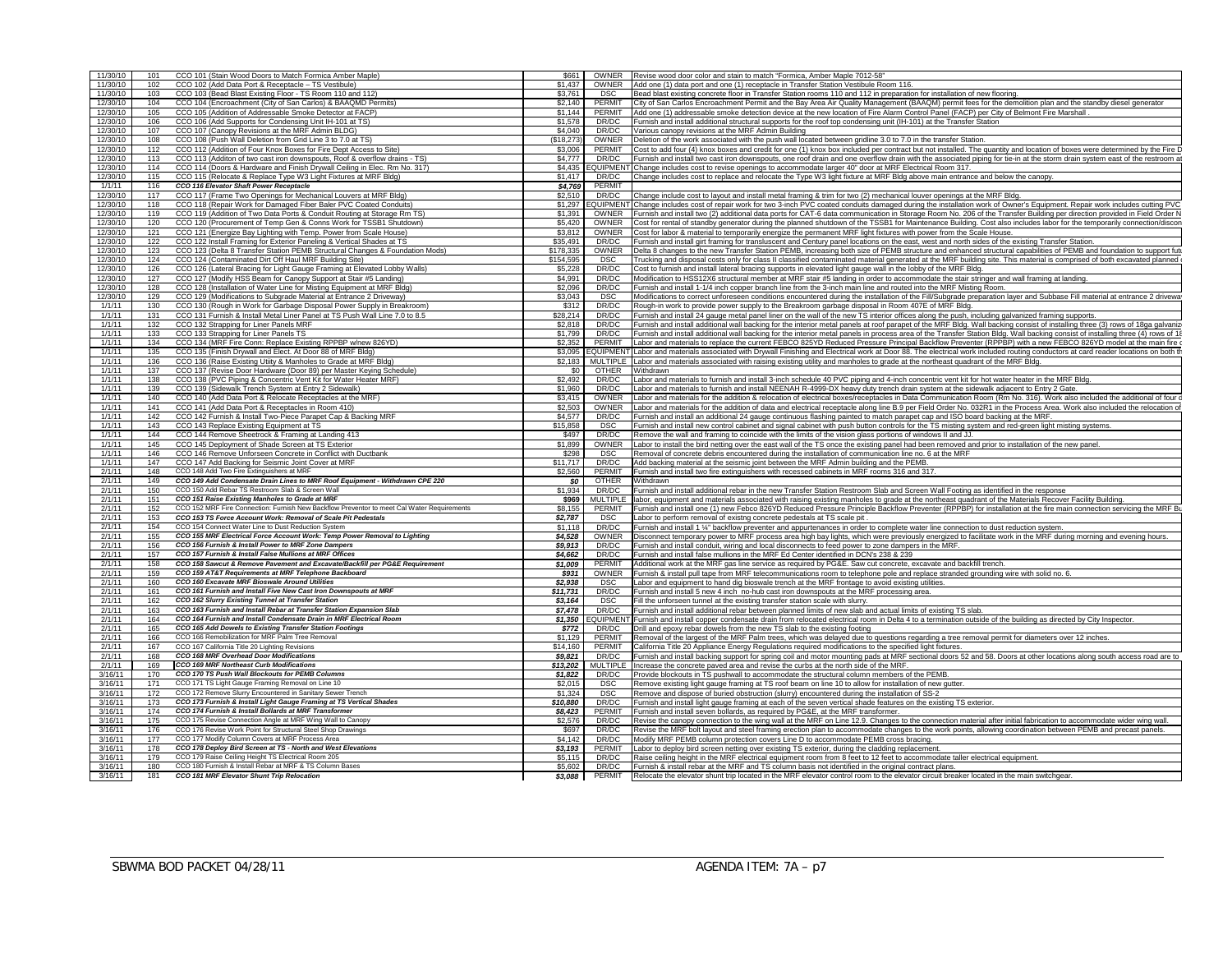| | | | | | |
|---|---|---|---|---|---|
| 11/30/10 | 101 | CCO 101 (Stain Wood Doors to Match Formica Amber Maple) | $661 | OWNER | Revise wood door color and stain to match "Formica, Amber Maple 7012-58" |
| 11/30/10 | 102 | CCO 102 (Add Data Port & Receptacle – TS Vestibule) | $1,437 | OWNER | Add one (1) data port and one (1) receptacle in Transfer Station Vestibule Room 116. |
| 11/30/10 | 103 | CCO 103 (Bead Blast Existing Floor - TS Room 110 and 112) | $3,761 | DSC | Bead blast existing concrete floor in Transfer Station rooms 110 and 112 in preparation for installation of new flooring. |
| 12/30/10 | 104 | CCO 104 (Encroachment (City of San Carlos) & BAAQMD Permits) | $2,140 | PERMIT | City of San Carlos Encroachment Permit and the Bay Area Air Quality Management (BAAQM) permit fees for the demolition plan and the standby diesel generator |
| 12/30/10 | 105 | CCO 105 (Addition of Addressable Smoke Detector at FACP) | $1,144 | PERMIT | Add one (1) addressable smoke detection device at the new location of Fire Alarm Control Panel (FACP) per City of Belmont Fire Marshall . |
| 12/30/10 | 106 | CCO 106 (Add Supports for Condensing Unit IH-101 at TS) | $1,578 | DR/DC | Furnish and install additional structural supports for the roof top condensing unit (IH-101) at the Transfer Station |
| 12/30/10 | 107 | CCO 107 (Canopy Revisions at the MRF Admin BLDG) | $4,040 | DR/DC | Various canopy revisions at the MRF Admin Building |
| 12/30/10 | 108 | CCO 108 (Push Wall Deletion from Grid Line 3 to 7.0 at TS) | ($18,273) | OWNER | Deletion of the work associated with the push wall located between gridline 3.0 to 7.0 in the transfer Station. |
| 12/30/10 | 112 | CCO 112 (Addition of Four Knox Boxes for Fire Dept Access to Site) | $3,006 | PERMIT | Cost to add four (4) knox boxes and credit for one (1) knox box included per contract but not installed. The quantity and location of boxes were determined by the Fire D |
| 12/30/10 | 113 | CCO 113 (Additon of two cast iron downspouts, Roof & overflow drains - TS) | $4,777 | DR/DC | Furnish and install two cast iron downspouts, one roof drain and one overflow drain with the associated piping for tie-in at the storm drain system east of the restroom a |
| 12/30/10 | 114 | CCO 114 (Doors & Hardware and Finish Drywall Ceiling in Elec. Rm No. 317) | $4,435 | EQUIPMENT | Change includes cost to revise openings to accommodate larger 40" door at MRF Electrical Room 317. |
| 12/30/10 | 115 | CCO 115 (Relocate & Replace Type W3 Light Fixtures at MRF Bldg) | $1,417 | DR/DC | Change includes cost to replace and relocate the Type W3 light fixture at MRF Bldg above main entrance and below the canopy. |
| 1/1/11 | 116 | ***CCO 116 Elevator Shaft Power Receptacle*** | ***$4,769*** | PERMIT | |
| 12/30/10 | 117 | CCO 117 (Frame Two Openings for Mechanical Louvers at MRF Bldg) | $2,510 | DR/DC | Change include cost to layout and install metal framing & trim for two (2) mechanical louver openings at the MRF Bldg. |
| 12/30/10 | 118 | CCO 118 (Repair Work for Damaged Fiber Baler PVC Coated Conduits) | $1,297 | EQUIPMENT | Change includes cost of repair work for two 3-inch PVC coated conduits damaged during the installation work of Owner's Equipment. Repair work includes cutting PVC |
| 12/30/10 | 119 | CCO 119 (Addition of Two Data Ports & Conduit Routing at Storage Rm TS) | $1,391 | OWNER | Furnish and install two (2) additional data ports for CAT-6 data communication in Storage Room No. 206 of the Transfer Building per direction provided in Field Order N |
| 12/30/10 | 120 | CCO 120 (Procurement of Temp Gen & Conns Work for TSSB1 Shutdown) | $5,420 | OWNER | Cost for rental of standby generator during the planned shutdown of the TSSB1 for Maintenance Building. Cost also includes labor for the temporarily connection/discon |
| 12/30/10 | 121 | CCO 121 (Energize Bay Lighting with Temp. Power from Scale House) | $3,812 | OWNER | Cost for labor & material to temporarily energize the permanent MRF light fixtures with power from the Scale House. |
| 12/30/10 | 122 | CCO 122 Install Framing for Exterior Paneling & Vertical Shades at TS | $35,491 | DR/DC | Furnish and install girt framing for transluscent and Century panel locations on the east, west and north sides of the existing Transfer Station. |
| 12/30/10 | 123 | CCO 123 (Delta 8 Transfer Station PEMB Structural Changes & Foundation Mods) | $178,335 | OWNER | Delta 8 changes to the new Transfer Station PEMB, increasing both size of PEMB structure and enhanced structural capabilities of PEMB and foundation to support fut |
| 12/30/10 | 124 | CCO 124 (Contaminated Dirt Off Haul MRF Building Site) | $154,595 | DSC | Trucking and disposal costs only for class II classified contaminated material generated at the MRF building site. This material is comprised of both excavated planned |
| 12/30/10 | 126 | CCO 126 (Lateral Bracing for Light Gauge Framing at Elevated Lobby Walls) | $5,228 | DR/DC | Cost to furnish and install lateral bracing supports in elevated light gauge wall in the lobby of the MRF Bldg. |
| 12/30/10 | 127 | CCO 127 (Modify HSS Beam for Canopy Support at Stair #5 Landing) | $4,991 | DR/DC | Modification to HSS12X6 structural member at MRF stair #5 landing in order to accommodate the stair stringer and wall framing at landing. |
| 12/30/10 | 128 | CCO 128 (Installation of Water Line for Misting Equipment at MRF Bldg) | $2,096 | DR/DC | Furnish and install 1-1/4 inch copper branch line from the 3-inch main line and routed into the MRF Misting Room. |
| 12/30/10 | 129 | CCO 129 (Modifications to Subgrade Material at Entrance 2 Driveway) | $3,043 | DSC | Modifications to correct unforeseen conditions encountered during the installation of the Fill/Subgrade preparation layer and Subbase Fill material at entrance 2 drivewa |
| 1/1/11 | 130 | CCO 130 (Rough in Work for Garbage Disposal Power Supply in Breakroom) | $312 | DR/DC | Rough-in work to provide power supply to the Breakroom garbage disposal in Room 407E of MRF Bldg. |
| 1/1/11 | 131 | CCO 131 Furnish & Install Metal Liner Panel at TS Push Wall Line 7.0 to 8.5 | $28,214 | DR/DC | Furnish and install 24 gauge metal panel liner on the wall of the new TS interior offices along the push, including galvanized framing supports. |
| 1/1/11 | 132 | CCO 132 Strapping for Liner Panels MRF | $2,818 | DR/DC | Furnish and install additional wall backing for the interior metal panels at roof parapet of the MRF Bldg. Wall backing consist of installing three (3) rows of 18ga galvaniz |
| 1/1/11 | 133 | CCO 133 Strapping for Liner Panels TS | $1,799 | DR/DC | Furnish and install additional wall backing for the interior metal panels in process area of the Transfer Station Bldg. Wall backing consist of installing three (4) rows of 18 |
| 1/1/11 | 134 | CCO 134 (MRF Fire Conn: Replace Existing RPPBP w/new 826YD) | $2,352 | PERMIT | Labor and materials to replace the current FEBCO 825YD Reduced Pressure Principal Backflow Preventer (RPPBP) with a new FEBCO 826YD model at the main fire c |
| 1/1/11 | 135 | CCO 135 (Finish Drywall and Elect. At Door 88 of MRF Bldg) | $3,095 | EQUIPMENT | Labor and materials associated with Drywall Finishing and Electrical work at Door 88. The electrical work included routing conductors at card reader locations on both th |
| 1/1/11 | 136 | CCO 136 (Raise Existing Utiity & Manholes to Grade at MRF Bldg) | $2,183 | MULTIPLE | Labor and materials associated with raising existing utility and manholes to grade at the northeast quadrant of the MRF Bldg. |
| 1/1/11 | 137 | CCO 137 (Revise Door Hardware (Door 89) per Master Keying Schedule) | $0 | OTHER | Withdrawn |
| 1/1/11 | 138 | CCO 138 (PVC Piping & Concentric Vent Kit for Water Heater MRF) | $2,492 | DR/DC | Labor and materials to furnish and install 3-inch schedule 40 PVC piping and 4-inch concentric vent kit for hot water heater in the MRF Bldg. |
| 1/1/11 | 139 | CCO 139 (Sidewalk Trench System at Entry 2 Sidewalk) | $1,960 | DR/DC | Labor and materials to furnish and install NEENAH R-4999-DX heavy duty trench drain system at the sidewalk adjacent to Entry 2 Gate. |
| 1/1/11 | 140 | CCO 140 (Add Data Port & Relocate Receptacles at the MRF) | $3,415 | OWNER | Labor and materials for the addition & relocation of electrical boxes/receptacles in Data Communication Room (Rm No. 316). Work also included the additional of four d |
| 1/1/11 | 141 | CCO 141 (Add Data Port & Receptacles in Room 410) | $2,503 | OWNER | Labor and materials for the addition of data and electrical receptacle along line B.9 per Field Order No. 032R1 in the Process Area. Work also included the relocation of |
| 1/1/11 | 142 | CCO 142 Furnish & Install Two-Piece Parapet Cap & Backing MRF | $4,577 | DR/DC | Furnish and install an additional 24 gauge continuous flashing painted to match parapet cap and ISO board backing at the MRF. |
| 1/1/11 | 143 | CCO 143 Replace Existing Equipment at TS | $15,858 | DSC | Furnish and install new control cabinet and signal cabinet with push button controls for the TS misting system and red-green light misting systems. |
| 1/1/11 | 144 | CCO 144 Remove Sheetrock & Framing at Landing 413 | $497 | DR/DC | Remove the wall and framing to coincide with the limits of the vision glass portions of windows II and JJ. |
| 1/1/11 | 145 | CCO 145 Deployment of Shade Screen at TS Exterior | $1,899 | OWNER | Labor to install the bird netting over the east wall of the TS once the existing panel had been removed and prior to installation of the new panel. |
| 1/1/11 | 146 | CCO 146 Remove Unforseen Concrete in Conflict with Ductbank | $298 | DSC | Removal of concrete debris encountered during the installation of communication line no. 6 at the MRF |
| 1/1/11 | 147 | CCO 147 Add Backing for Seismic Joint Cover at MRF | $11,717 | DR/DC | Add backing material at the seismic joint between the MRF Admin building and the PEMB. |
| 2/1/11 | 148 | CCO 148 Add Two Fire Extinguishers at MRF | $2,560 | PERMIT | Furnish and install two fire extinguishers with recessed cabinets in MRF rooms 316 and 317. |
| 2/1/11 | 149 | ***CCO 149 Add Condensate Drain Lines to MRF Roof Equipment - Withdrawn CPE 220*** | ***$0*** | OTHER | Withdrawn |
| 2/1/11 | 150 | CCO 150 Add Rebar TS Restroom Slab & Screen Wall | $1,934 | DR/DC | Furnish and install additional rebar in the new Transfer Station Restroom Slab and Screen Wall Footing as identified in the response |
| 2/1/11 | 151 | ***CCO 151 Raise Existing Manholes to Grade at MRF*** | ***$969*** | MULTIPLE | labor, equipment and materials associated with raising existing manholes to grade at the northeast quadrant of the Materials Recover Facility Building. |
| 2/1/11 | 152 | CCO 152 MRF Fire Connection: Furnish New Backflow Preventor to meet Cal Water Requirements | $8,155 | PERMIT | Furnish and install one (1) new Febco 826YD Reduced Pressure Principle Backflow Preventer (RPPBP) for installation at the fire main connection servicing the MRF Bu |
| 2/1/11 | 153 | ***CCO 153 TS Force Account Work: Removal of Scale Pit Pedestals*** | ***$2,787*** | DSC | Labor to perform removal of existng concrete pedestals at TS scale pit . |
| 2/1/11 | 154 | CCO 154 Connect Water Line to Dust Reduction System | $1,118 | DR/DC | Furnish and install 1 ¼" backflow preventer and appurtenances in order to complete water line connection to dust reduction system. |
| 2/1/11 | 155 | ***CCO 155 MRF Electrical Force Account Work: Temp Power Removal to Lighting*** | ***$4,528*** | OWNER | Disconnect temporary power to MRF process area high bay lights, which were previously energized to facilitate work in the MRF during morning and evening hours. |
| 2/1/11 | 156 | ***CCO 156 Furnish & Install Power to MRF Zone Dampers*** | ***$9,913*** | DR/DC | Furnish and install conduit, wiring and local disconnects to feed power to zone dampers in the MRF. |
| 2/1/11 | 157 | ***CCO 157 Furnish & Install False Mullions at MRF Offices*** | ***$4,662*** | DR/DC | Furnish and install false mullions in the MRF Ed Center identified in DCN's 238 & 239 |
| 2/1/11 | 158 | ***CCO 158 Sawcut & Remove Pavement and Excavate/Backfill per PG&E Requirement*** | ***$1,009*** | PERMIT | Additional work at the MRF gas line service as required by PG&E. Saw cut concrete, excavate and backfill trench. |
| 2/1/11 | 159 | ***CCO 159 AT&T Requirements at MRF Telephone Backboard*** | ***$931*** | OWNER | Furnish & install pull tape from MRF telecommunications room to telephone pole and replace stranded grounding wire with solid no. 6. |
| 2/1/11 | 160 | ***CCO 160 Excavate MRF Bioswale Around Utilities*** | ***$2,938*** | DSC | Labor and equipment to hand dig bioswale trench at the MRF frontage to avoid existing utilities. |
| 2/1/11 | 161 | ***CCO 161 Furnish and Install Five New Cast Iron Downspouts at MRF*** | ***$11,731*** | DR/DC | Furnish and install 5 new 4 inch no-hub cast iron downspouts at the MRF processing area. |
| 2/1/11 | 162 | ***CCO 162 Slurry Existing Tunnel at Transfer Station*** | ***$3,164*** | DSC | Fill the unforseen tunnel at the existing transfer station scale with slurry. |
| 2/1/11 | 163 | ***CCO 163 Furnish and Install Rebar at Transfer Station Expansion Slab*** | ***$7,478*** | DR/DC | Furnish and install additional rebar between planned limits of new slab and actual limits of existing TS slab. |
| 2/1/11 | 164 | ***CCO 164 Furnish and Install Condensate Drain in MRF Electrical Room*** | ***$1,350*** | EQUIPMENT | Furnish and install copper condensate drain from relocated electrical room in Delta 4 to a termination outside of the building as directed by City Inspector. |
| 2/1/11 | 165 | ***CCO 165 Add Dowels to Existing Transfer Station Footings*** | ***$772*** | DR/DC | Drill and epoxy rebar dowels from the new TS slab to the existing footing |
| 2/1/11 | 166 | CCO 166 Remobilization for MRF Palm Tree Removal | $1,129 | PERMIT | Removal of the largest of the MRF Palm trees, which was delayed due to questions regarding a tree removal permit for diameters over 12 inches. |
| 2/1/11 | 167 | CCO 167 California Title 20 Lighting Revisions | $14,160 | PERMIT | California Title 20 Appliance Energy Regulations required modifications to the specified light fixtures. |
| 2/1/11 | 168 | ***CCO 168 MRF Overhead Door Modifications*** | ***$9,821*** | DR/DC | Furnish and install backing support for spring coil and motor mounting pads at MRF sectional doors 52 and 58. Doors at other locations along south access road are to |
| 2/1/11 | 169 | ***CCO 169 MRF Northeast Curb Modifications*** | ***$13,202*** | MULTIPLE | Increase the concrete paved area and revise the curbs at the north side of the MRF. |
| 3/16/11 | 170 | ***CCO 170 TS Push Wall Blockouts for PEMB Columns*** | ***$1,822*** | DR/DC | Provide blockouts in TS pushwall to accommodate the structural column members of the PEMB. |
| 3/16/11 | 171 | CCO 171 TS Light Gauge Framing Removal on Line 10 | $2,015 | DSC | Remove existing light gauge framing at TS roof beam on line 10 to allow for installation of new gutter. |
| 3/16/11 | 172 | CCO 172 Remove Slurry Encountered in Sanitary Sewer Trench | $1,324 | DSC | Remove and dispose of buried obstruction (slurry) encountered during the installation of SS-2 |
| 3/16/11 | 173 | ***CCO 173 Furnish & Install Light Gauge Framing at TS Vertical Shades*** | ***$10,880*** | DR/DC | Furnish and install light gauge framing at each of the seven vertical shade features on the existing TS exterior. |
| 3/16/11 | 174 | ***CCO 174 Furnish & Install Bollards at MRF Transformer*** | ***$8,423*** | PERMIT | Furnish and install seven bollards, as required by PG&E, at the MRF transformer. |
| 3/16/11 | 175 | CCO 175 Revise Connection Angle at MRF Wing Wall to Canopy | $2,576 | DR/DC | Revise the canopy connection to the wing wall at the MRF on Line 12.9. Changes to the connection material after initial fabrication to accommodate wider wing wall. |
| 3/16/11 | 176 | CCO 176 Revise Work Point for Structural Steel Shop Drawings | $697 | DR/DC | Revise the MRF bolt layout and steel framing erection plan to accommodate changes to the work points, allowing coordination between PEMB and precast panels. |
| 3/16/11 | 177 | CCO 177 Modify Column Covers at MRF Process Area | $4,142 | DR/DC | Modify MRF PEMB column protection covers Line D to accommodate PEMB cross bracing. |
| 3/16/11 | 178 | ***CCO 178 Deploy Bird Screen at TS - North and West Elevations*** | ***$3,193*** | PERMIT | Labor to deploy bird screen netting over existing TS exterior, during the cladding replacement. |
| 3/16/11 | 179 | CCO 179 Raise Ceiling Height TS Electrical Room 205 | $5,115 | DR/DC | Raise ceiling height in the MRF electrical equipment room from 8 feet to 12 feet to accommodate taller electrical equipment. |
| 3/16/11 | 180 | CCO 180 Furnish & Install Rebar at MRF & TS Column Bases | $5,602 | DR/DC | Furnish & install rebar at the MRF and TS column basis not identified in the original contract plans. |
| 3/16/11 | 181 | ***CCO 181 MRF Elevator Shunt Trip Relocation*** | ***$3,088*** | PERMIT | Relocate the elevator shunt trip located in the MRF elevator control room to the elevator circuit breaker located in the main switchgear. |

SBWMA BOD PACKET 04/28/11 AGENDA ITEM: 7A – p7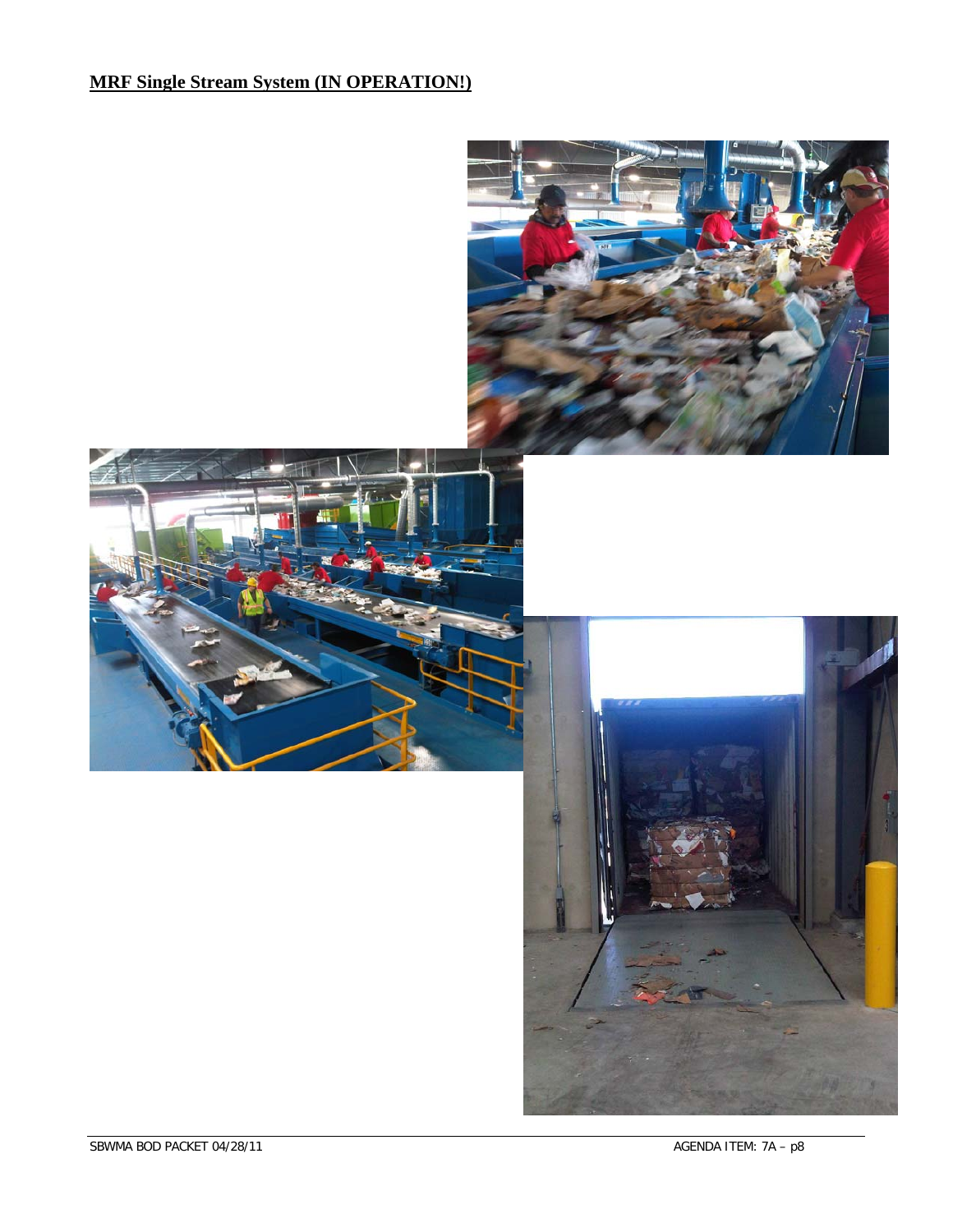**MRF Single Stream System (IN OPERATION!)**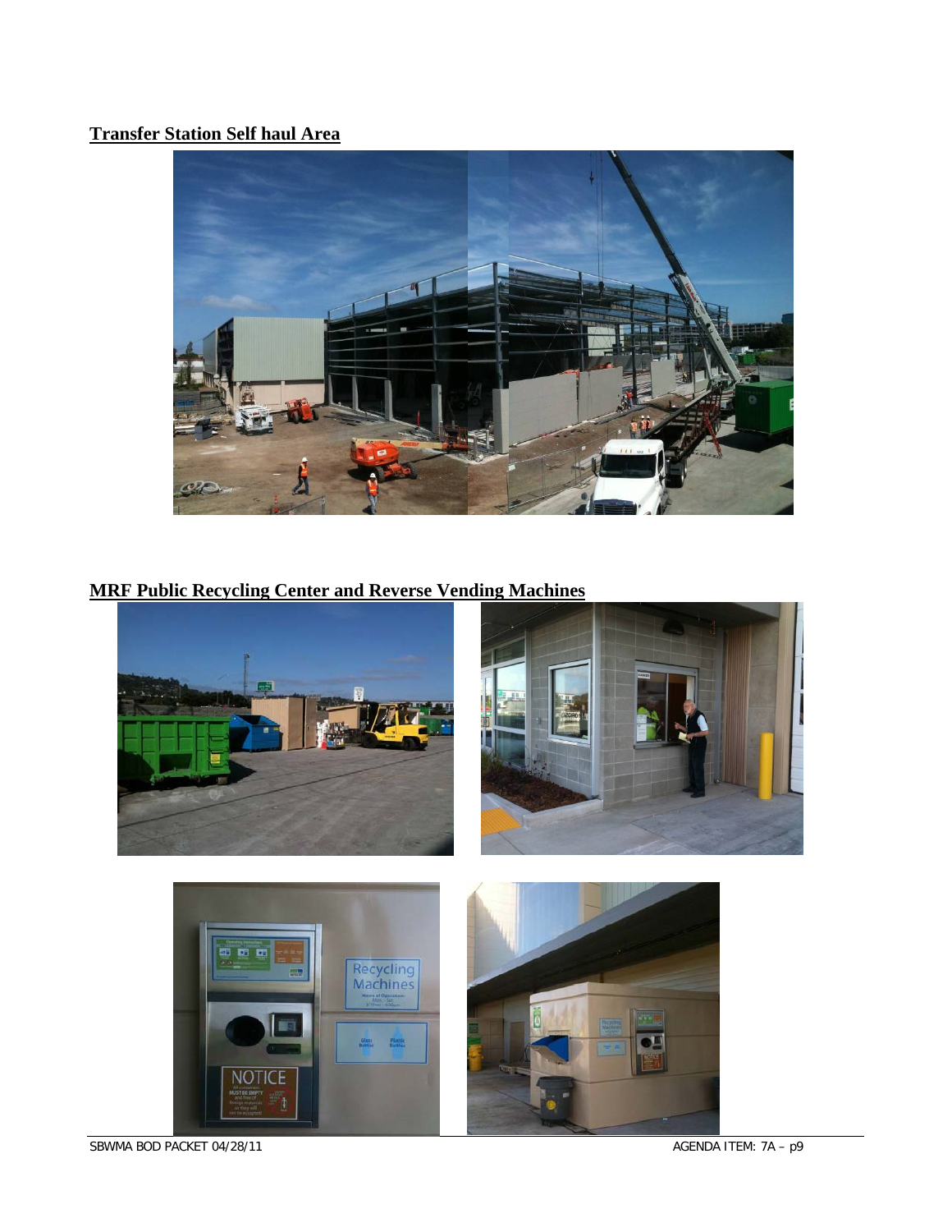**Transfer Station Self haul Area**

**MRF Public Recycling Center and Reverse Vending Machines**